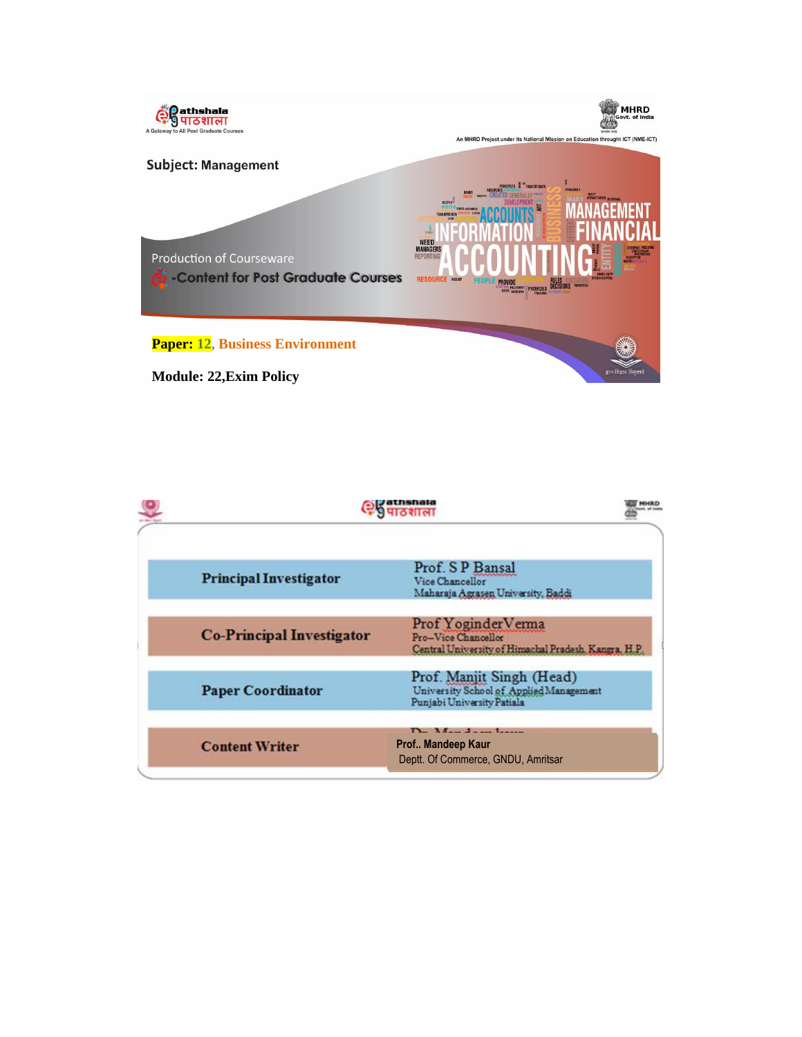e-Pathshala पाठशाला
A Gateway to All Post Graduate Courses

MHRD Govt. of India

An MHRD Project under its National Mission on Education through ICT (NME-ICT)

**Subject: Management**

Production of Courseware

e-Content for Post Graduate Courses

**Paper: 12, Business Environment**

**Module: 22, Exim Policy**

| | |
|---|---|
| **Principal Investigator** | Prof. S P Bansal<br>Vice Chancellor<br>Maharaja Agrasen University, Baddi |
| **Co-Principal Investigator** | Prof Yoginder Verma<br>Pro–Vice Chancellor<br>Central University of Himachal Pradesh. Kangra. H.P. |
| **Paper Coordinator** | Prof. Manjit Singh (Head)<br>University School of Applied Management<br>Punjabi University Patiala |
| **Content Writer** | Prof.. Mandeep Kaur<br>Deptt. Of Commerce, GNDU, Amritsar |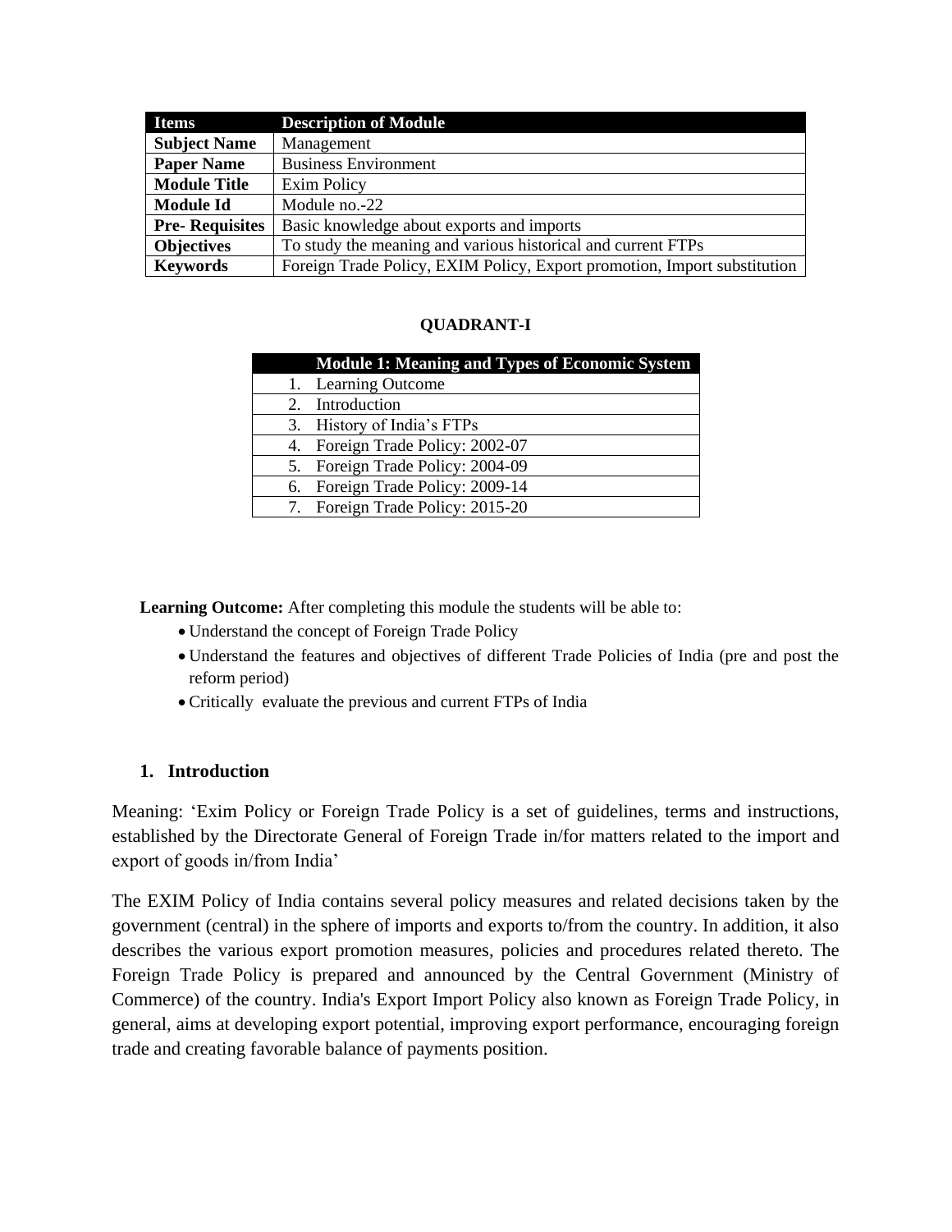| Items | Description of Module |
|---|---|
| **Subject Name** | Management |
| **Paper Name** | Business Environment |
| **Module Title** | Exim Policy |
| **Module Id** | Module no.-22 |
| **Pre- Requisites** | Basic knowledge about exports and imports |
| **Objectives** | To study the meaning and various historical and current FTPs |
| **Keywords** | Foreign Trade Policy, EXIM Policy, Export promotion, Import substitution |

**QUADRANT-I**

| Module 1: Meaning and Types of Economic System |
|---|
| 1. Learning Outcome |
| 2. Introduction |
| 3. History of India's FTPs |
| 4. Foreign Trade Policy: 2002-07 |
| 5. Foreign Trade Policy: 2004-09 |
| 6. Foreign Trade Policy: 2009-14 |
| 7. Foreign Trade Policy: 2015-20 |

**Learning Outcome:** After completing this module the students will be able to:

- Understand the concept of Foreign Trade Policy
- Understand the features and objectives of different Trade Policies of India (pre and post the reform period)
- Critically evaluate the previous and current FTPs of India

## 1. Introduction

Meaning: 'Exim Policy or Foreign Trade Policy is a set of guidelines, terms and instructions, established by the Directorate General of Foreign Trade in/for matters related to the import and export of goods in/from India'

The EXIM Policy of India contains several policy measures and related decisions taken by the government (central) in the sphere of imports and exports to/from the country. In addition, it also describes the various export promotion measures, policies and procedures related thereto. The Foreign Trade Policy is prepared and announced by the Central Government (Ministry of Commerce) of the country. India's Export Import Policy also known as Foreign Trade Policy, in general, aims at developing export potential, improving export performance, encouraging foreign trade and creating favorable balance of payments position.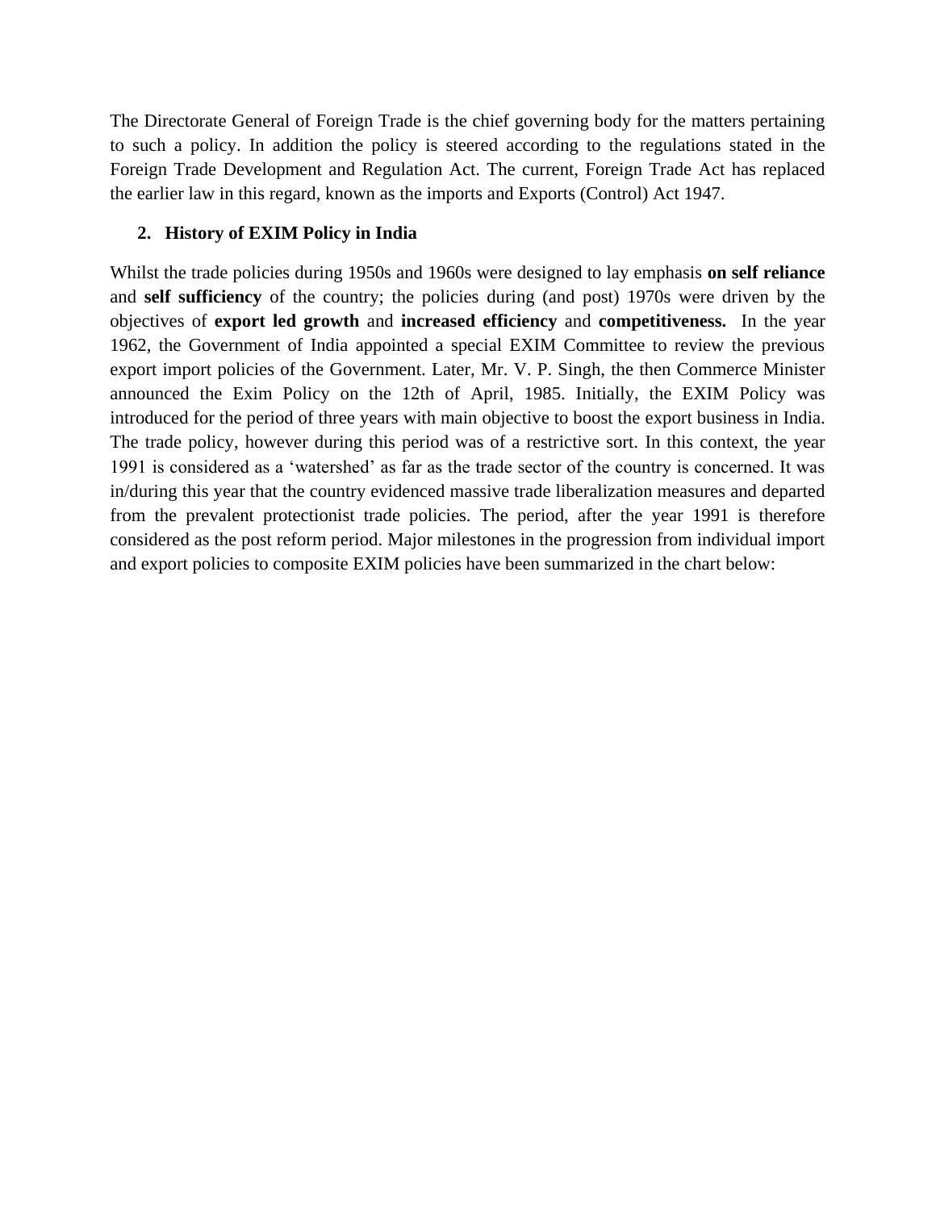The Directorate General of Foreign Trade is the chief governing body for the matters pertaining to such a policy. In addition the policy is steered according to the regulations stated in the Foreign Trade Development and Regulation Act. The current, Foreign Trade Act has replaced the earlier law in this regard, known as the imports and Exports (Control) Act 1947.

## 2. History of EXIM Policy in India

Whilst the trade policies during 1950s and 1960s were designed to lay emphasis **on self reliance** and **self sufficiency** of the country; the policies during (and post) 1970s were driven by the objectives of **export led growth** and **increased efficiency** and **competitiveness.** In the year 1962, the Government of India appointed a special EXIM Committee to review the previous export import policies of the Government. Later, Mr. V. P. Singh, the then Commerce Minister announced the Exim Policy on the 12th of April, 1985. Initially, the EXIM Policy was introduced for the period of three years with main objective to boost the export business in India. The trade policy, however during this period was of a restrictive sort. In this context, the year 1991 is considered as a 'watershed' as far as the trade sector of the country is concerned. It was in/during this year that the country evidenced massive trade liberalization measures and departed from the prevalent protectionist trade policies. The period, after the year 1991 is therefore considered as the post reform period. Major milestones in the progression from individual import and export policies to composite EXIM policies have been summarized in the chart below: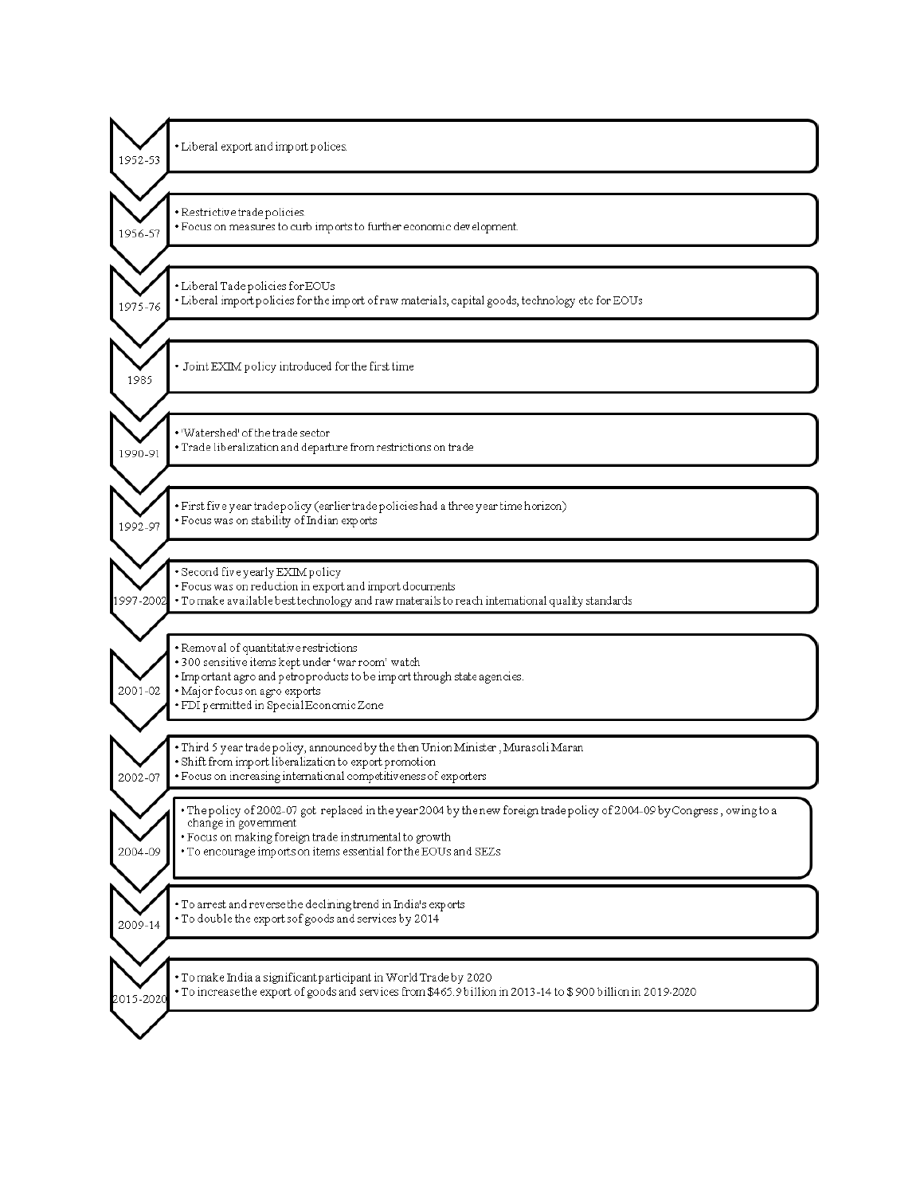**1952-53**

- Liberal export and import polices.

**1956-57**

- Restrictive trade policies
- Focus on measures to curb imports to further economic development.

**1975-76**

- Liberal Tade policies for EOUs
- Liberal import policies for the import of raw materials, capital goods, technology etc for EOUs

**1985**

- Joint EXIM policy introduced for the first time

**1990-91**

- 'Watershed' of the trade sector
- Trade liberalization and departure from restrictions on trade

**1992-97**

- First five year trade policy (earlier trade policies had a three year time horizon)
- Focus was on stability of Indian exports

**1997-2002**

- Second five yearly EXIM policy
- Focus was on reduction in export and import documents
- To make available best technology and raw materails to reach international quality standards

**2001-02**

- Removal of quantitative restrictions
- 300 sensitive items kept under 'war room' watch
- Important agro and petroproducts to be import through state agencies.
- Major focus on agro exports
- FDI permitted in Special Economic Zone

**2002-07**

- Third 5 year trade policy, announced by the then Union Minister , Murasoli Maran
- Shift from import liberalization to export promotion
- Focus on increasing international competitiveness of exporters

**2004-09**

- The policy of 2002-07 got replaced in the year 2004 by the new foreign trade policy of 2004-09 by Congress , owing to a change in government
- Focus on making foreign trade instrumental to growth
- To encourage imports on items essential for the EOUs and SEZs

**2009-14**

- To arrest and reverse the declining trend in India's exports
- To double the export sof goods and services by 2014

**2015-2020**

- To make India a significant participant in World Trade by 2020
- To increase the export of goods and services from $465.9 billion in 2013-14 to $ 900 billion in 2019-2020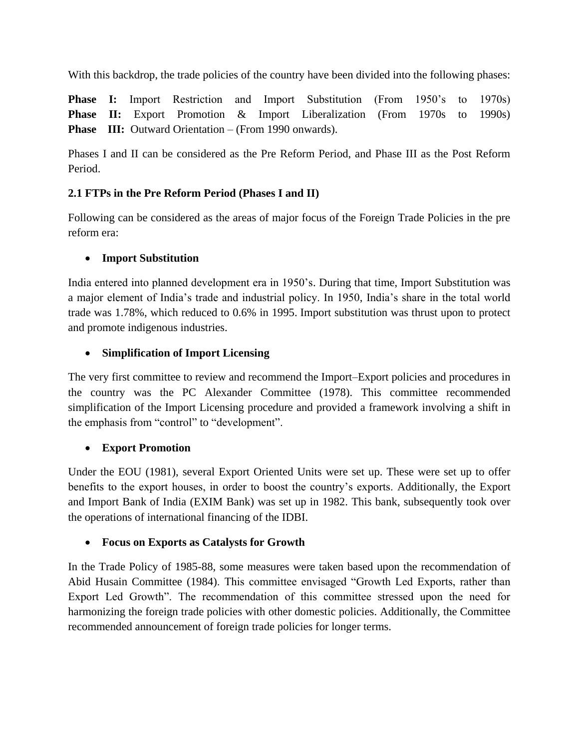With this backdrop, the trade policies of the country have been divided into the following phases:

**Phase I:** Import Restriction and Import Substitution (From 1950's to 1970s)
**Phase II:** Export Promotion & Import Liberalization (From 1970s to 1990s)
**Phase III:** Outward Orientation – (From 1990 onwards).

Phases I and II can be considered as the Pre Reform Period, and Phase III as the Post Reform Period.

### 2.1 FTPs in the Pre Reform Period (Phases I and II)

Following can be considered as the areas of major focus of the Foreign Trade Policies in the pre reform era:

- **Import Substitution**

India entered into planned development era in 1950's. During that time, Import Substitution was a major element of India's trade and industrial policy. In 1950, India's share in the total world trade was 1.78%, which reduced to 0.6% in 1995. Import substitution was thrust upon to protect and promote indigenous industries.

- **Simplification of Import Licensing**

The very first committee to review and recommend the Import–Export policies and procedures in the country was the PC Alexander Committee (1978). This committee recommended simplification of the Import Licensing procedure and provided a framework involving a shift in the emphasis from "control" to "development".

- **Export Promotion**

Under the EOU (1981), several Export Oriented Units were set up. These were set up to offer benefits to the export houses, in order to boost the country's exports. Additionally, the Export and Import Bank of India (EXIM Bank) was set up in 1982. This bank, subsequently took over the operations of international financing of the IDBI.

- **Focus on Exports as Catalysts for Growth**

In the Trade Policy of 1985-88, some measures were taken based upon the recommendation of Abid Husain Committee (1984). This committee envisaged "Growth Led Exports, rather than Export Led Growth". The recommendation of this committee stressed upon the need for harmonizing the foreign trade policies with other domestic policies. Additionally, the Committee recommended announcement of foreign trade policies for longer terms.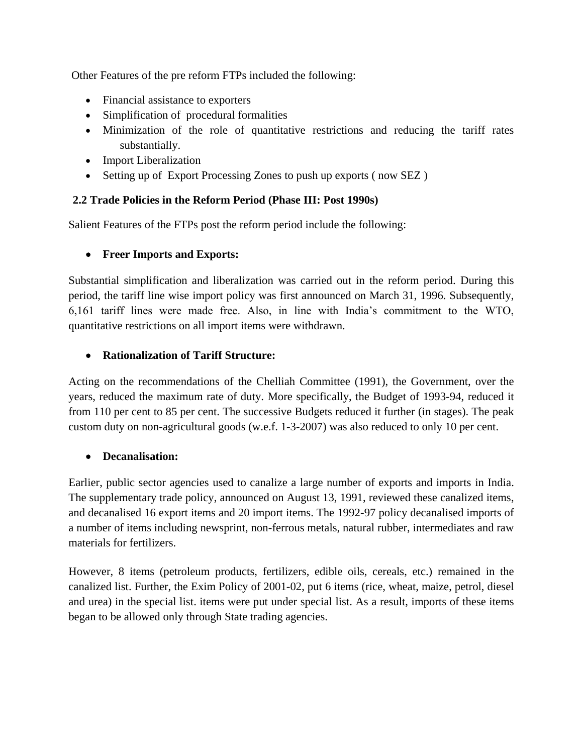Other Features of the pre reform FTPs included the following:

- Financial assistance to exporters
- Simplification of procedural formalities
- Minimization of the role of quantitative restrictions and reducing the tariff rates substantially.
- Import Liberalization
- Setting up of Export Processing Zones to push up exports ( now SEZ )

### 2.2 Trade Policies in the Reform Period (Phase III: Post 1990s)

Salient Features of the FTPs post the reform period include the following:

- **Freer Imports and Exports:**

Substantial simplification and liberalization was carried out in the reform period. During this period, the tariff line wise import policy was first announced on March 31, 1996. Subsequently, 6,161 tariff lines were made free. Also, in line with India's commitment to the WTO, quantitative restrictions on all import items were withdrawn.

- **Rationalization of Tariff Structure:**

Acting on the recommendations of the Chelliah Committee (1991), the Government, over the years, reduced the maximum rate of duty. More specifically, the Budget of 1993-94, reduced it from 110 per cent to 85 per cent. The successive Budgets reduced it further (in stages). The peak custom duty on non-agricultural goods (w.e.f. 1-3-2007) was also reduced to only 10 per cent.

- **Decanalisation:**

Earlier, public sector agencies used to canalize a large number of exports and imports in India. The supplementary trade policy, announced on August 13, 1991, reviewed these canalized items, and decanalised 16 export items and 20 import items. The 1992-97 policy decanalised imports of a number of items including newsprint, non-ferrous metals, natural rubber, intermediates and raw materials for fertilizers.

However, 8 items (petroleum products, fertilizers, edible oils, cereals, etc.) remained in the canalized list. Further, the Exim Policy of 2001-02, put 6 items (rice, wheat, maize, petrol, diesel and urea) in the special list. items were put under special list. As a result, imports of these items began to be allowed only through State trading agencies.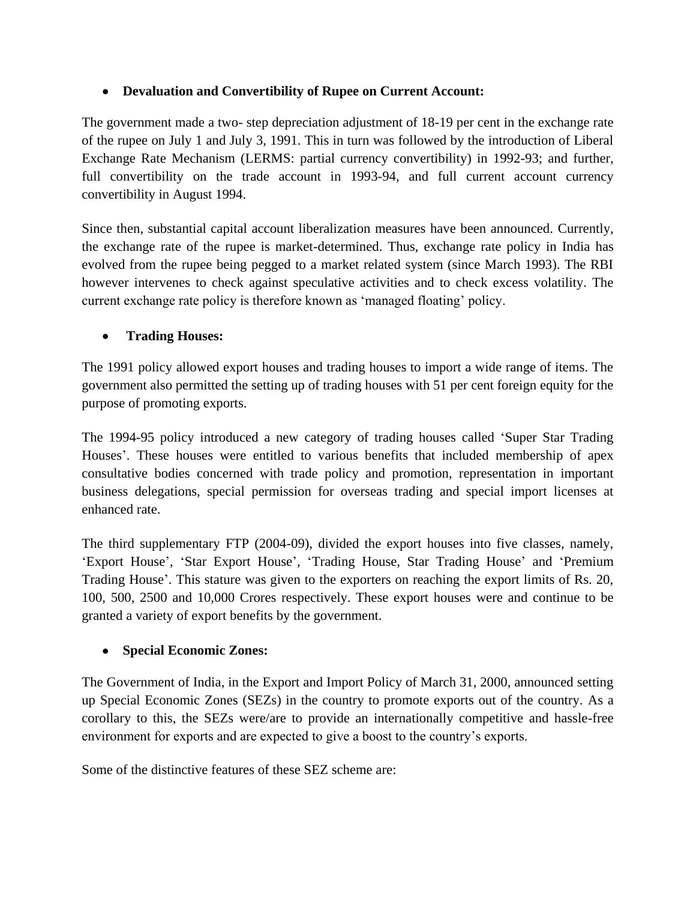- **Devaluation and Convertibility of Rupee on Current Account:**

The government made a two- step depreciation adjustment of 18-19 per cent in the exchange rate of the rupee on July 1 and July 3, 1991. This in turn was followed by the introduction of Liberal Exchange Rate Mechanism (LERMS: partial currency convertibility) in 1992-93; and further, full convertibility on the trade account in 1993-94, and full current account currency convertibility in August 1994.

Since then, substantial capital account liberalization measures have been announced. Currently, the exchange rate of the rupee is market-determined. Thus, exchange rate policy in India has evolved from the rupee being pegged to a market related system (since March 1993). The RBI however intervenes to check against speculative activities and to check excess volatility. The current exchange rate policy is therefore known as 'managed floating' policy.

- **Trading Houses:**

The 1991 policy allowed export houses and trading houses to import a wide range of items. The government also permitted the setting up of trading houses with 51 per cent foreign equity for the purpose of promoting exports.

The 1994-95 policy introduced a new category of trading houses called 'Super Star Trading Houses'. These houses were entitled to various benefits that included membership of apex consultative bodies concerned with trade policy and promotion, representation in important business delegations, special permission for overseas trading and special import licenses at enhanced rate.

The third supplementary FTP (2004-09), divided the export houses into five classes, namely, 'Export House', 'Star Export House', 'Trading House, Star Trading House' and 'Premium Trading House'. This stature was given to the exporters on reaching the export limits of Rs. 20, 100, 500, 2500 and 10,000 Crores respectively. These export houses were and continue to be granted a variety of export benefits by the government.

- **Special Economic Zones:**

The Government of India, in the Export and Import Policy of March 31, 2000, announced setting up Special Economic Zones (SEZs) in the country to promote exports out of the country. As a corollary to this, the SEZs were/are to provide an internationally competitive and hassle-free environment for exports and are expected to give a boost to the country's exports.

Some of the distinctive features of these SEZ scheme are: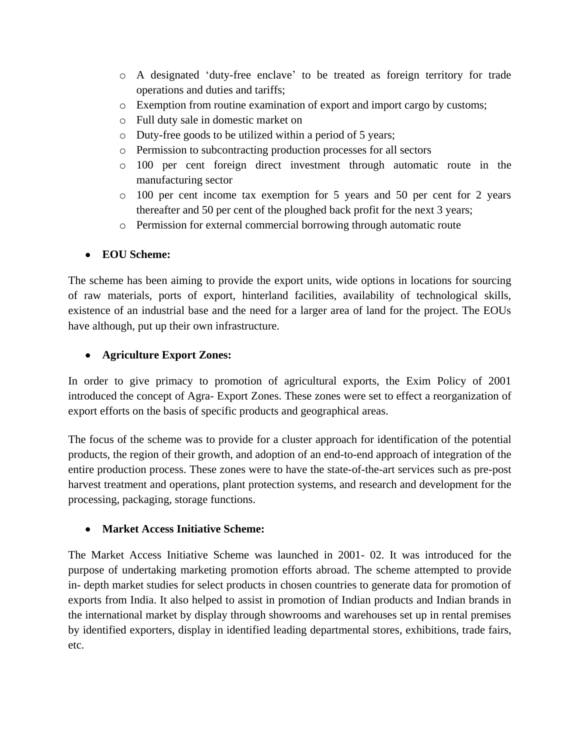- A designated 'duty-free enclave' to be treated as foreign territory for trade operations and duties and tariffs;
- Exemption from routine examination of export and import cargo by customs;
- Full duty sale in domestic market on
- Duty-free goods to be utilized within a period of 5 years;
- Permission to subcontracting production processes for all sectors
- 100 per cent foreign direct investment through automatic route in the manufacturing sector
- 100 per cent income tax exemption for 5 years and 50 per cent for 2 years thereafter and 50 per cent of the ploughed back profit for the next 3 years;
- Permission for external commercial borrowing through automatic route

- **EOU Scheme:**

The scheme has been aiming to provide the export units, wide options in locations for sourcing of raw materials, ports of export, hinterland facilities, availability of technological skills, existence of an industrial base and the need for a larger area of land for the project. The EOUs have although, put up their own infrastructure.

- **Agriculture Export Zones:**

In order to give primacy to promotion of agricultural exports, the Exim Policy of 2001 introduced the concept of Agra- Export Zones. These zones were set to effect a reorganization of export efforts on the basis of specific products and geographical areas.

The focus of the scheme was to provide for a cluster approach for identification of the potential products, the region of their growth, and adoption of an end-to-end approach of integration of the entire production process. These zones were to have the state-of-the-art services such as pre-post harvest treatment and operations, plant protection systems, and research and development for the processing, packaging, storage functions.

- **Market Access Initiative Scheme:**

The Market Access Initiative Scheme was launched in 2001- 02. It was introduced for the purpose of undertaking marketing promotion efforts abroad. The scheme attempted to provide in- depth market studies for select products in chosen countries to generate data for promotion of exports from India. It also helped to assist in promotion of Indian products and Indian brands in the international market by display through showrooms and warehouses set up in rental premises by identified exporters, display in identified leading departmental stores, exhibitions, trade fairs, etc.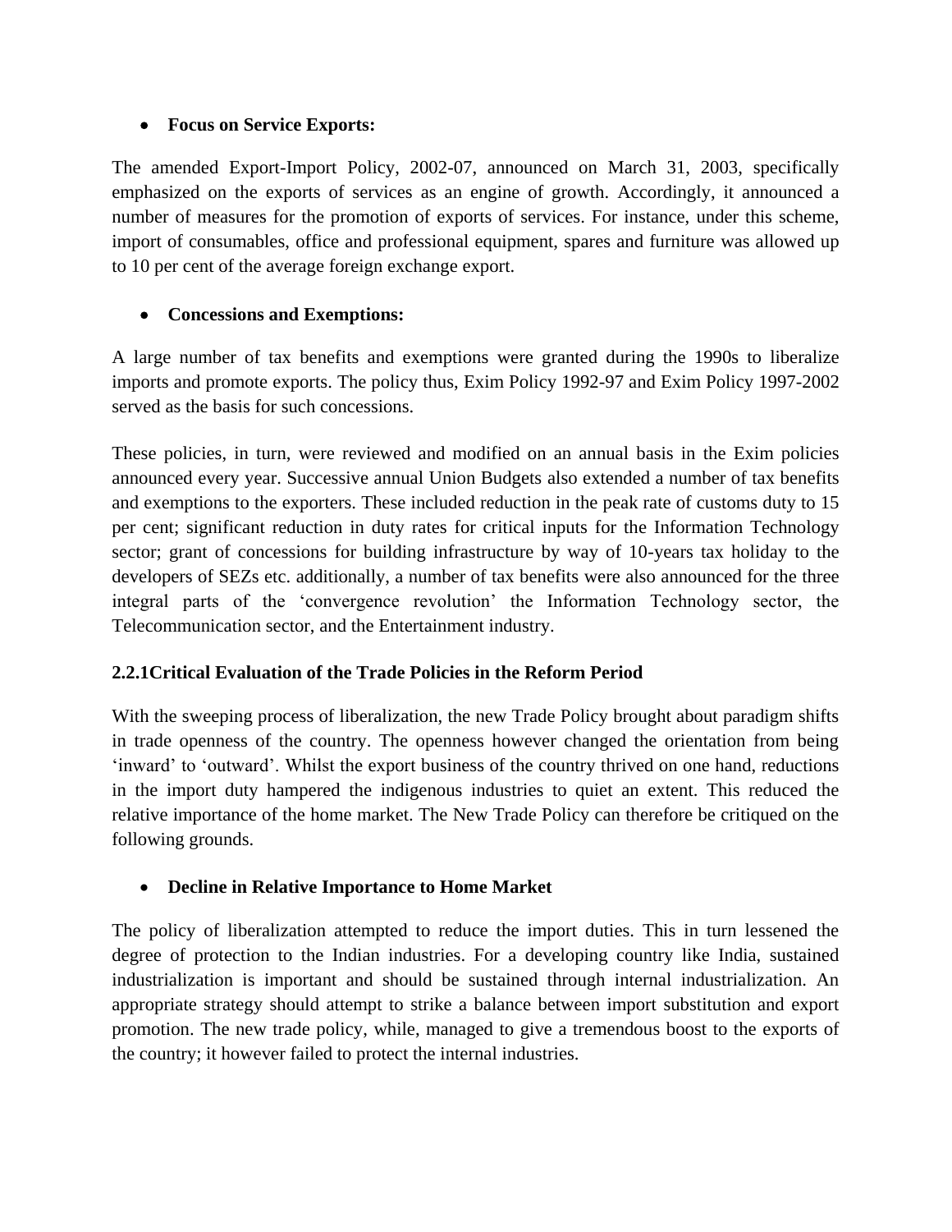- **Focus on Service Exports:**

The amended Export-Import Policy, 2002-07, announced on March 31, 2003, specifically emphasized on the exports of services as an engine of growth. Accordingly, it announced a number of measures for the promotion of exports of services. For instance, under this scheme, import of consumables, office and professional equipment, spares and furniture was allowed up to 10 per cent of the average foreign exchange export.

- **Concessions and Exemptions:**

A large number of tax benefits and exemptions were granted during the 1990s to liberalize imports and promote exports. The policy thus, Exim Policy 1992-97 and Exim Policy 1997-2002 served as the basis for such concessions.

These policies, in turn, were reviewed and modified on an annual basis in the Exim policies announced every year. Successive annual Union Budgets also extended a number of tax benefits and exemptions to the exporters. These included reduction in the peak rate of customs duty to 15 per cent; significant reduction in duty rates for critical inputs for the Information Technology sector; grant of concessions for building infrastructure by way of 10-years tax holiday to the developers of SEZs etc. additionally, a number of tax benefits were also announced for the three integral parts of the 'convergence revolution' the Information Technology sector, the Telecommunication sector, and the Entertainment industry.

### 2.2.1Critical Evaluation of the Trade Policies in the Reform Period

With the sweeping process of liberalization, the new Trade Policy brought about paradigm shifts in trade openness of the country. The openness however changed the orientation from being 'inward' to 'outward'. Whilst the export business of the country thrived on one hand, reductions in the import duty hampered the indigenous industries to quiet an extent. This reduced the relative importance of the home market. The New Trade Policy can therefore be critiqued on the following grounds.

- **Decline in Relative Importance to Home Market**

The policy of liberalization attempted to reduce the import duties. This in turn lessened the degree of protection to the Indian industries. For a developing country like India, sustained industrialization is important and should be sustained through internal industrialization. An appropriate strategy should attempt to strike a balance between import substitution and export promotion. The new trade policy, while, managed to give a tremendous boost to the exports of the country; it however failed to protect the internal industries.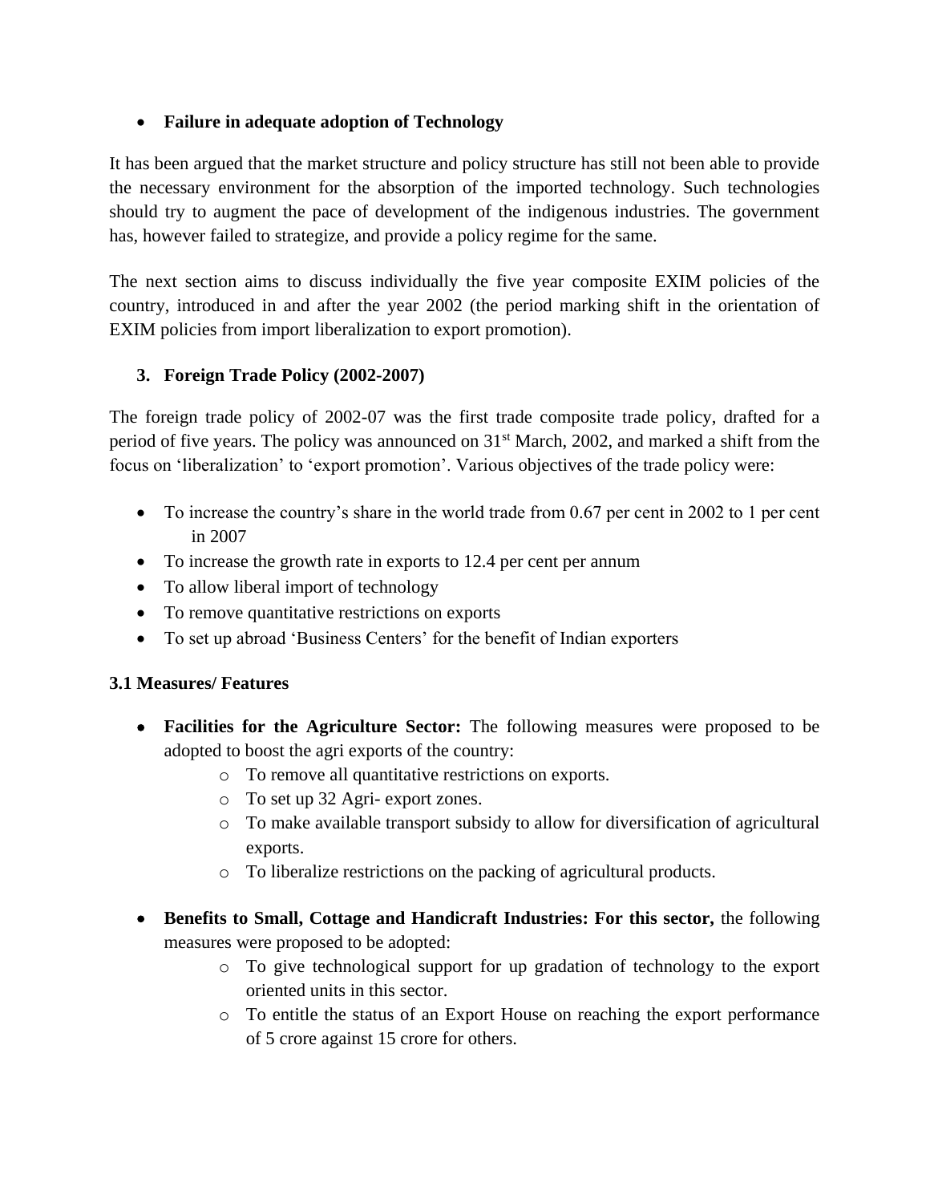- **Failure in adequate adoption of Technology**

It has been argued that the market structure and policy structure has still not been able to provide the necessary environment for the absorption of the imported technology. Such technologies should try to augment the pace of development of the indigenous industries. The government has, however failed to strategize, and provide a policy regime for the same.

The next section aims to discuss individually the five year composite EXIM policies of the country, introduced in and after the year 2002 (the period marking shift in the orientation of EXIM policies from import liberalization to export promotion).

## 3. Foreign Trade Policy (2002-2007)

The foreign trade policy of 2002-07 was the first trade composite trade policy, drafted for a period of five years. The policy was announced on 31st March, 2002, and marked a shift from the focus on 'liberalization' to 'export promotion'. Various objectives of the trade policy were:

- To increase the country's share in the world trade from 0.67 per cent in 2002 to 1 per cent in 2007
- To increase the growth rate in exports to 12.4 per cent per annum
- To allow liberal import of technology
- To remove quantitative restrictions on exports
- To set up abroad 'Business Centers' for the benefit of Indian exporters

### 3.1 Measures/ Features

- **Facilities for the Agriculture Sector:** The following measures were proposed to be adopted to boost the agri exports of the country:
    - To remove all quantitative restrictions on exports.
    - To set up 32 Agri- export zones.
    - To make available transport subsidy to allow for diversification of agricultural exports.
    - To liberalize restrictions on the packing of agricultural products.

- **Benefits to Small, Cottage and Handicraft Industries: For this sector,** the following measures were proposed to be adopted:
    - To give technological support for up gradation of technology to the export oriented units in this sector.
    - To entitle the status of an Export House on reaching the export performance of 5 crore against 15 crore for others.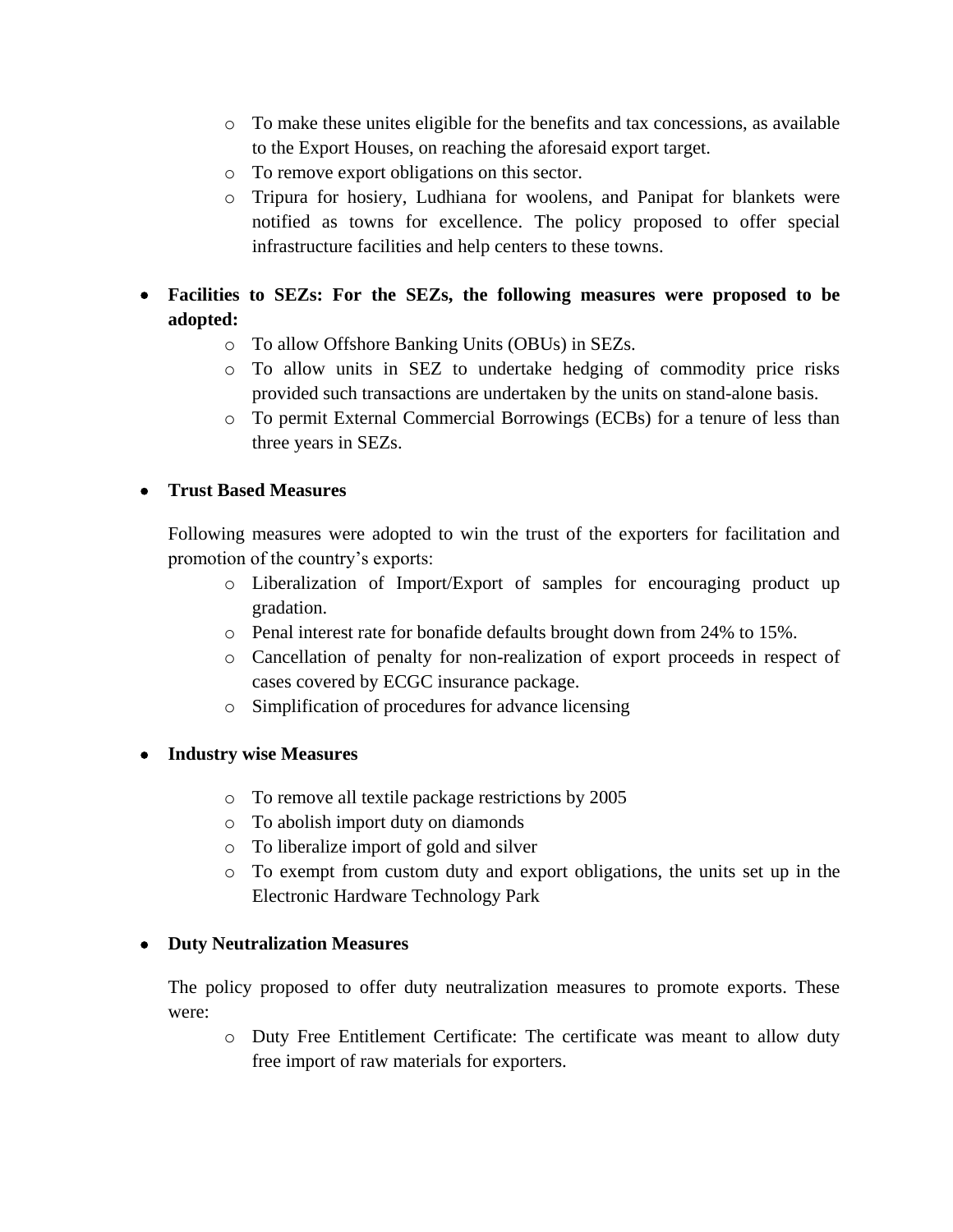- To make these unites eligible for the benefits and tax concessions, as available to the Export Houses, on reaching the aforesaid export target.
  - To remove export obligations on this sector.
  - Tripura for hosiery, Ludhiana for woolens, and Panipat for blankets were notified as towns for excellence. The policy proposed to offer special infrastructure facilities and help centers to these towns.

- **Facilities to SEZs: For the SEZs, the following measures were proposed to be adopted:**
  - To allow Offshore Banking Units (OBUs) in SEZs.
  - To allow units in SEZ to undertake hedging of commodity price risks provided such transactions are undertaken by the units on stand-alone basis.
  - To permit External Commercial Borrowings (ECBs) for a tenure of less than three years in SEZs.

- **Trust Based Measures**

  Following measures were adopted to win the trust of the exporters for facilitation and promotion of the country's exports:
  - Liberalization of Import/Export of samples for encouraging product up gradation.
  - Penal interest rate for bonafide defaults brought down from 24% to 15%.
  - Cancellation of penalty for non-realization of export proceeds in respect of cases covered by ECGC insurance package.
  - Simplification of procedures for advance licensing

- **Industry wise Measures**
  - To remove all textile package restrictions by 2005
  - To abolish import duty on diamonds
  - To liberalize import of gold and silver
  - To exempt from custom duty and export obligations, the units set up in the Electronic Hardware Technology Park

- **Duty Neutralization Measures**

  The policy proposed to offer duty neutralization measures to promote exports. These were:
  - Duty Free Entitlement Certificate: The certificate was meant to allow duty free import of raw materials for exporters.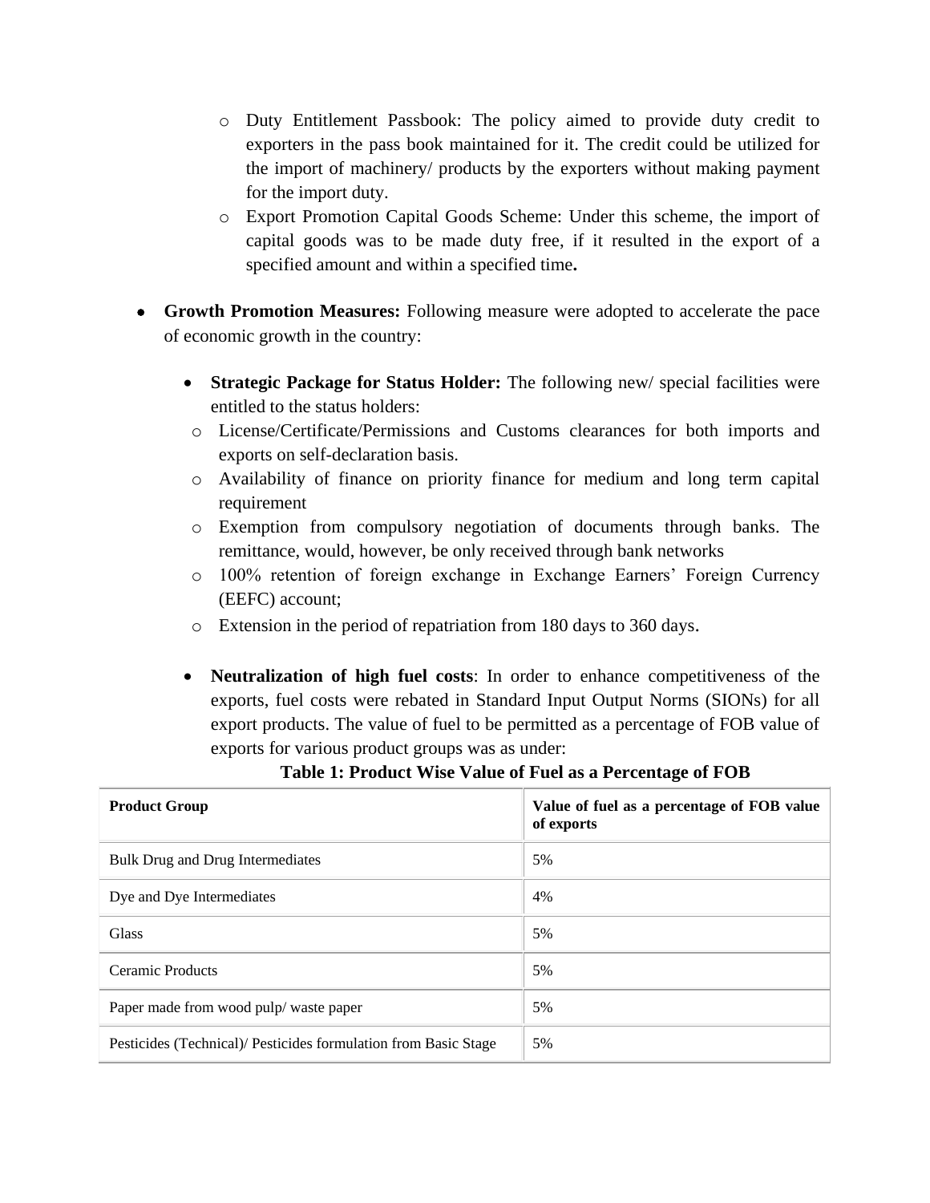- Duty Entitlement Passbook: The policy aimed to provide duty credit to exporters in the pass book maintained for it. The credit could be utilized for the import of machinery/ products by the exporters without making payment for the import duty.
  - Export Promotion Capital Goods Scheme: Under this scheme, the import of capital goods was to be made duty free, if it resulted in the export of a specified amount and within a specified time**.**

- **Growth Promotion Measures:** Following measure were adopted to accelerate the pace of economic growth in the country:

  - **Strategic Package for Status Holder:** The following new/ special facilities were entitled to the status holders:
    - License/Certificate/Permissions and Customs clearances for both imports and exports on self-declaration basis.
    - Availability of finance on priority finance for medium and long term capital requirement
    - Exemption from compulsory negotiation of documents through banks. The remittance, would, however, be only received through bank networks
    - 100% retention of foreign exchange in Exchange Earners' Foreign Currency (EEFC) account;
    - Extension in the period of repatriation from 180 days to 360 days.

  - **Neutralization of high fuel costs**: In order to enhance competitiveness of the exports, fuel costs were rebated in Standard Input Output Norms (SIONs) for all export products. The value of fuel to be permitted as a percentage of FOB value of exports for various product groups was as under:

**Table 1: Product Wise Value of Fuel as a Percentage of FOB**

| **Product Group** | **Value of fuel as a percentage of FOB value of exports** |
|---|---|
| Bulk Drug and Drug Intermediates | 5% |
| Dye and Dye Intermediates | 4% |
| Glass | 5% |
| Ceramic Products | 5% |
| Paper made from wood pulp/ waste paper | 5% |
| Pesticides (Technical)/ Pesticides formulation from Basic Stage | 5% |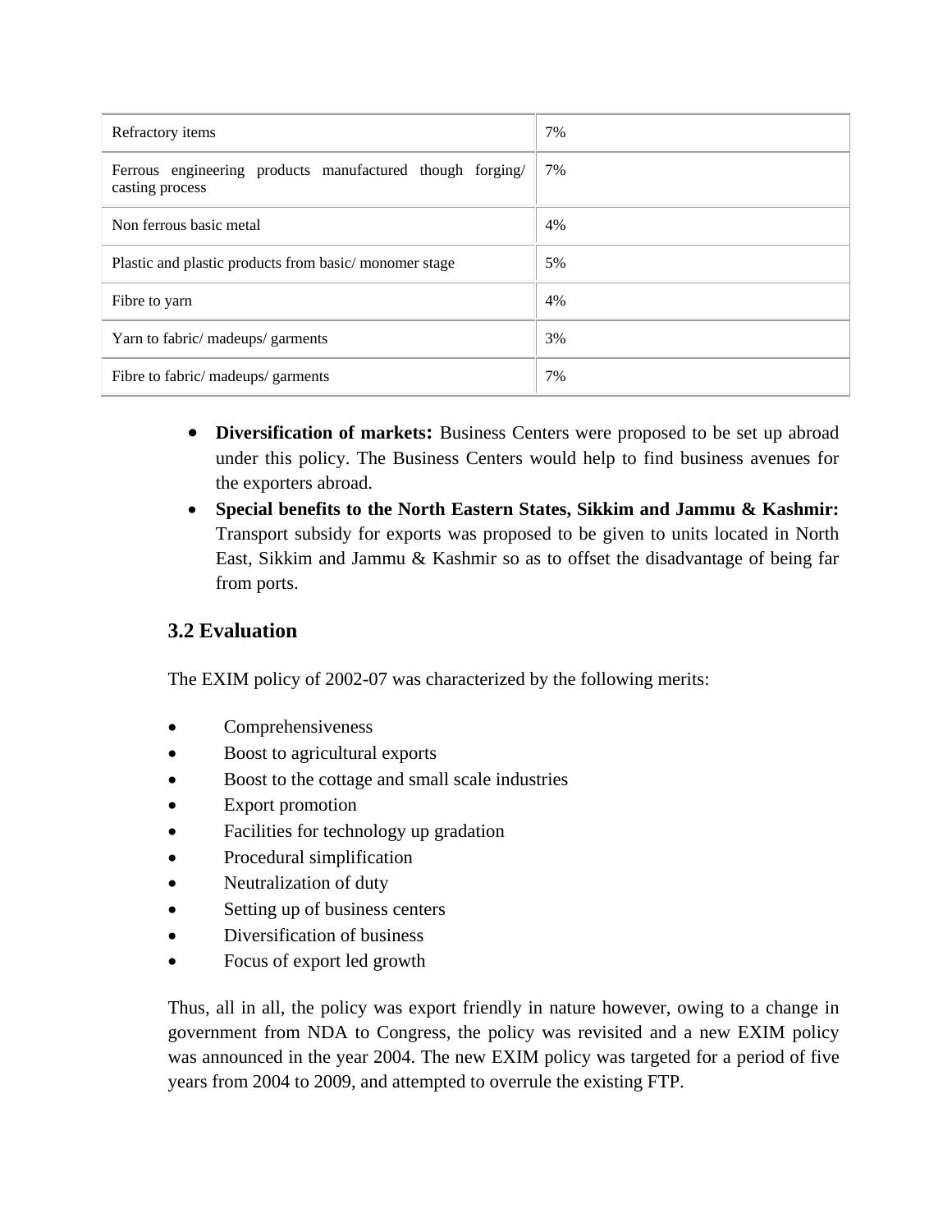| Refractory items | 7% |
|---|---|
| Ferrous engineering products manufactured though forging/ casting process | 7% |
| Non ferrous basic metal | 4% |
| Plastic and plastic products from basic/ monomer stage | 5% |
| Fibre to yarn | 4% |
| Yarn to fabric/ madeups/ garments | 3% |
| Fibre to fabric/ madeups/ garments | 7% |

- **Diversification of markets:** Business Centers were proposed to be set up abroad under this policy. The Business Centers would help to find business avenues for the exporters abroad.
- **Special benefits to the North Eastern States, Sikkim and Jammu & Kashmir:** Transport subsidy for exports was proposed to be given to units located in North East, Sikkim and Jammu & Kashmir so as to offset the disadvantage of being far from ports.

## 3.2 Evaluation

The EXIM policy of 2002-07 was characterized by the following merits:

- Comprehensiveness
- Boost to agricultural exports
- Boost to the cottage and small scale industries
- Export promotion
- Facilities for technology up gradation
- Procedural simplification
- Neutralization of duty
- Setting up of business centers
- Diversification of business
- Focus of export led growth

Thus, all in all, the policy was export friendly in nature however, owing to a change in government from NDA to Congress, the policy was revisited and a new EXIM policy was announced in the year 2004. The new EXIM policy was targeted for a period of five years from 2004 to 2009, and attempted to overrule the existing FTP.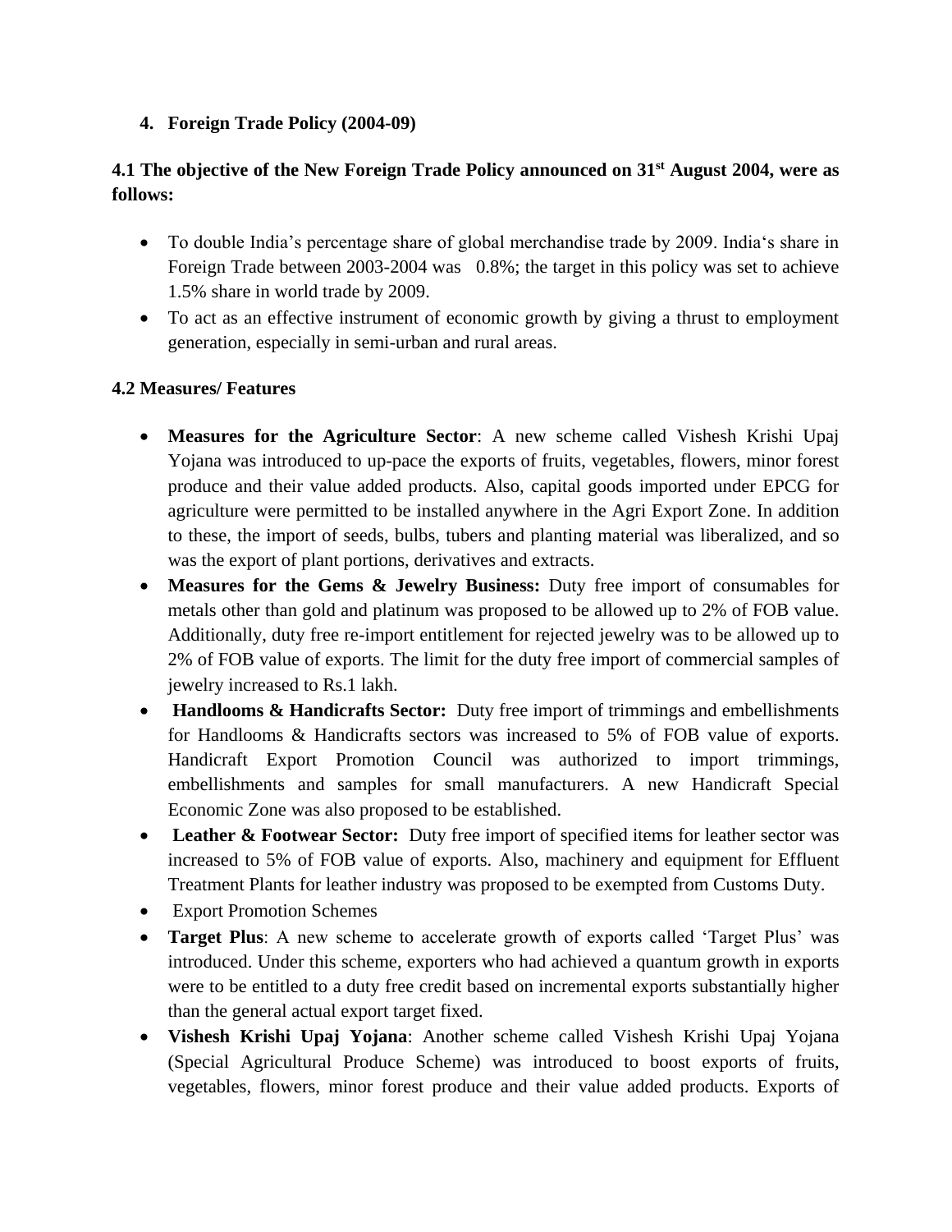## 4. Foreign Trade Policy (2004-09)

### 4.1 The objective of the New Foreign Trade Policy announced on 31st August 2004, were as follows:

- To double India's percentage share of global merchandise trade by 2009. India's share in Foreign Trade between 2003-2004 was 0.8%; the target in this policy was set to achieve 1.5% share in world trade by 2009.
- To act as an effective instrument of economic growth by giving a thrust to employment generation, especially in semi-urban and rural areas.

### 4.2 Measures/ Features

- **Measures for the Agriculture Sector**: A new scheme called Vishesh Krishi Upaj Yojana was introduced to up-pace the exports of fruits, vegetables, flowers, minor forest produce and their value added products. Also, capital goods imported under EPCG for agriculture were permitted to be installed anywhere in the Agri Export Zone. In addition to these, the import of seeds, bulbs, tubers and planting material was liberalized, and so was the export of plant portions, derivatives and extracts.
- **Measures for the Gems & Jewelry Business:** Duty free import of consumables for metals other than gold and platinum was proposed to be allowed up to 2% of FOB value. Additionally, duty free re-import entitlement for rejected jewelry was to be allowed up to 2% of FOB value of exports. The limit for the duty free import of commercial samples of jewelry increased to Rs.1 lakh.
- **Handlooms & Handicrafts Sector:** Duty free import of trimmings and embellishments for Handlooms & Handicrafts sectors was increased to 5% of FOB value of exports. Handicraft Export Promotion Council was authorized to import trimmings, embellishments and samples for small manufacturers. A new Handicraft Special Economic Zone was also proposed to be established.
- **Leather & Footwear Sector:** Duty free import of specified items for leather sector was increased to 5% of FOB value of exports. Also, machinery and equipment for Effluent Treatment Plants for leather industry was proposed to be exempted from Customs Duty.
- Export Promotion Schemes
- **Target Plus**: A new scheme to accelerate growth of exports called 'Target Plus' was introduced. Under this scheme, exporters who had achieved a quantum growth in exports were to be entitled to a duty free credit based on incremental exports substantially higher than the general actual export target fixed.
- **Vishesh Krishi Upaj Yojana**: Another scheme called Vishesh Krishi Upaj Yojana (Special Agricultural Produce Scheme) was introduced to boost exports of fruits, vegetables, flowers, minor forest produce and their value added products. Exports of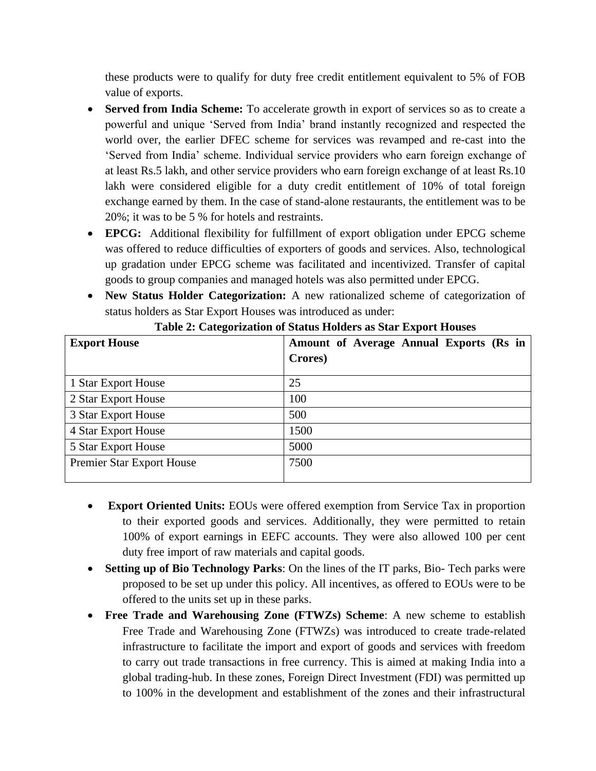these products were to qualify for duty free credit entitlement equivalent to 5% of FOB value of exports.

- **Served from India Scheme:** To accelerate growth in export of services so as to create a powerful and unique 'Served from India' brand instantly recognized and respected the world over, the earlier DFEC scheme for services was revamped and re-cast into the 'Served from India' scheme. Individual service providers who earn foreign exchange of at least Rs.5 lakh, and other service providers who earn foreign exchange of at least Rs.10 lakh were considered eligible for a duty credit entitlement of 10% of total foreign exchange earned by them. In the case of stand-alone restaurants, the entitlement was to be 20%; it was to be 5 % for hotels and restraints.
- **EPCG:** Additional flexibility for fulfillment of export obligation under EPCG scheme was offered to reduce difficulties of exporters of goods and services. Also, technological up gradation under EPCG scheme was facilitated and incentivized. Transfer of capital goods to group companies and managed hotels was also permitted under EPCG.
- **New Status Holder Categorization:** A new rationalized scheme of categorization of status holders as Star Export Houses was introduced as under:

**Table 2: Categorization of Status Holders as Star Export Houses**

| **Export House** | **Amount of Average Annual Exports (Rs in Crores)** |
|---|---|
| 1 Star Export House | 25 |
| 2 Star Export House | 100 |
| 3 Star Export House | 500 |
| 4 Star Export House | 1500 |
| 5 Star Export House | 5000 |
| Premier Star Export House | 7500 |

- **Export Oriented Units:** EOUs were offered exemption from Service Tax in proportion to their exported goods and services. Additionally, they were permitted to retain 100% of export earnings in EEFC accounts. They were also allowed 100 per cent duty free import of raw materials and capital goods.
- **Setting up of Bio Technology Parks**: On the lines of the IT parks, Bio- Tech parks were proposed to be set up under this policy. All incentives, as offered to EOUs were to be offered to the units set up in these parks.
- **Free Trade and Warehousing Zone (FTWZs) Scheme**: A new scheme to establish Free Trade and Warehousing Zone (FTWZs) was introduced to create trade-related infrastructure to facilitate the import and export of goods and services with freedom to carry out trade transactions in free currency. This is aimed at making India into a global trading-hub. In these zones, Foreign Direct Investment (FDI) was permitted up to 100% in the development and establishment of the zones and their infrastructural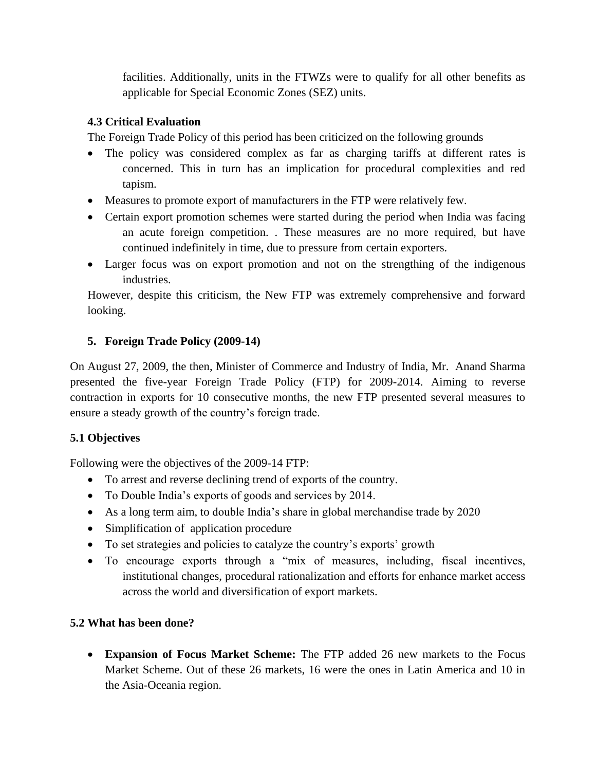facilities. Additionally, units in the FTWZs were to qualify for all other benefits as applicable for Special Economic Zones (SEZ) units.

### 4.3 Critical Evaluation

The Foreign Trade Policy of this period has been criticized on the following grounds

- The policy was considered complex as far as charging tariffs at different rates is concerned. This in turn has an implication for procedural complexities and red tapism.
- Measures to promote export of manufacturers in the FTP were relatively few.
- Certain export promotion schemes were started during the period when India was facing an acute foreign competition. . These measures are no more required, but have continued indefinitely in time, due to pressure from certain exporters.
- Larger focus was on export promotion and not on the strengthing of the indigenous industries.

However, despite this criticism, the New FTP was extremely comprehensive and forward looking.

## 5. Foreign Trade Policy (2009-14)

On August 27, 2009, the then, Minister of Commerce and Industry of India, Mr. Anand Sharma presented the five-year Foreign Trade Policy (FTP) for 2009-2014. Aiming to reverse contraction in exports for 10 consecutive months, the new FTP presented several measures to ensure a steady growth of the country's foreign trade.

### 5.1 Objectives

Following were the objectives of the 2009-14 FTP:

- To arrest and reverse declining trend of exports of the country.
- To Double India's exports of goods and services by 2014.
- As a long term aim, to double India's share in global merchandise trade by 2020
- Simplification of application procedure
- To set strategies and policies to catalyze the country's exports' growth
- To encourage exports through a "mix of measures, including, fiscal incentives, institutional changes, procedural rationalization and efforts for enhance market access across the world and diversification of export markets.

### 5.2 What has been done?

- **Expansion of Focus Market Scheme:** The FTP added 26 new markets to the Focus Market Scheme. Out of these 26 markets, 16 were the ones in Latin America and 10 in the Asia-Oceania region.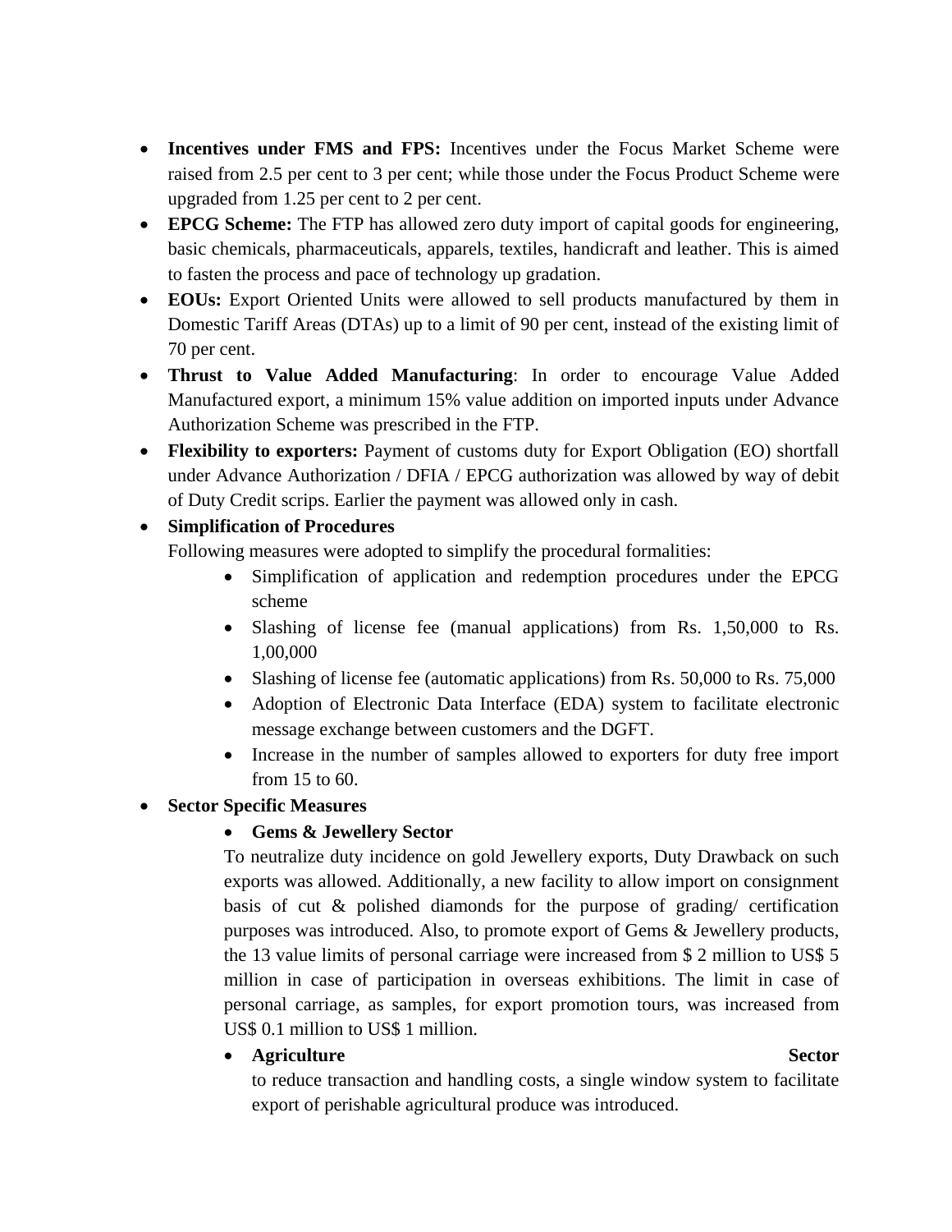- **Incentives under FMS and FPS:** Incentives under the Focus Market Scheme were raised from 2.5 per cent to 3 per cent; while those under the Focus Product Scheme were upgraded from 1.25 per cent to 2 per cent.
- **EPCG Scheme:** The FTP has allowed zero duty import of capital goods for engineering, basic chemicals, pharmaceuticals, apparels, textiles, handicraft and leather. This is aimed to fasten the process and pace of technology up gradation.
- **EOUs:** Export Oriented Units were allowed to sell products manufactured by them in Domestic Tariff Areas (DTAs) up to a limit of 90 per cent, instead of the existing limit of 70 per cent.
- **Thrust to Value Added Manufacturing**: In order to encourage Value Added Manufactured export, a minimum 15% value addition on imported inputs under Advance Authorization Scheme was prescribed in the FTP.
- **Flexibility to exporters:** Payment of customs duty for Export Obligation (EO) shortfall under Advance Authorization / DFIA / EPCG authorization was allowed by way of debit of Duty Credit scrips. Earlier the payment was allowed only in cash.
- **Simplification of Procedures**
  Following measures were adopted to simplify the procedural formalities:
    - Simplification of application and redemption procedures under the EPCG scheme
    - Slashing of license fee (manual applications) from Rs. 1,50,000 to Rs. 1,00,000
    - Slashing of license fee (automatic applications) from Rs. 50,000 to Rs. 75,000
    - Adoption of Electronic Data Interface (EDA) system to facilitate electronic message exchange between customers and the DGFT.
    - Increase in the number of samples allowed to exporters for duty free import from 15 to 60.
- **Sector Specific Measures**
    - **Gems & Jewellery Sector**
      To neutralize duty incidence on gold Jewellery exports, Duty Drawback on such exports was allowed. Additionally, a new facility to allow import on consignment basis of cut & polished diamonds for the purpose of grading/ certification purposes was introduced. Also, to promote export of Gems & Jewellery products, the 13 value limits of personal carriage were increased from $ 2 million to US$ 5 million in case of participation in overseas exhibitions. The limit in case of personal carriage, as samples, for export promotion tours, was increased from US$ 0.1 million to US$ 1 million.
    - **Agriculture Sector**
      to reduce transaction and handling costs, a single window system to facilitate export of perishable agricultural produce was introduced.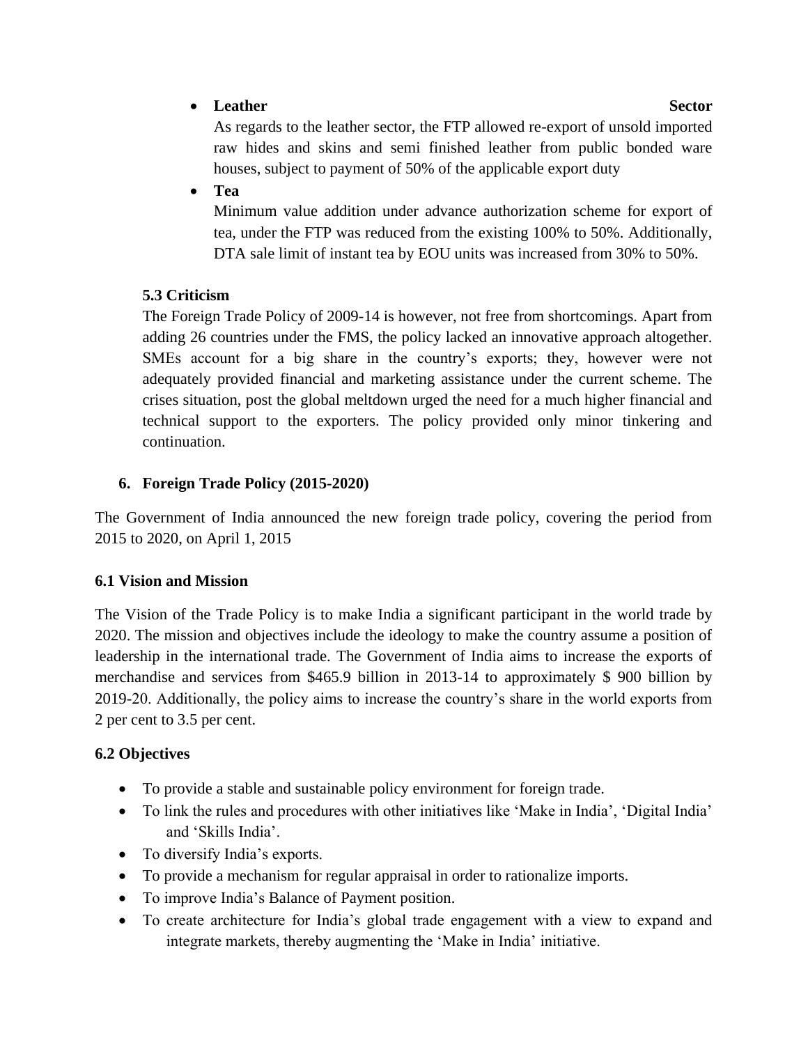- **Leather Sector**
  As regards to the leather sector, the FTP allowed re-export of unsold imported raw hides and skins and semi finished leather from public bonded ware houses, subject to payment of 50% of the applicable export duty
- **Tea**
  Minimum value addition under advance authorization scheme for export of tea, under the FTP was reduced from the existing 100% to 50%. Additionally, DTA sale limit of instant tea by EOU units was increased from 30% to 50%.

### 5.3 Criticism

The Foreign Trade Policy of 2009-14 is however, not free from shortcomings. Apart from adding 26 countries under the FMS, the policy lacked an innovative approach altogether. SMEs account for a big share in the country's exports; they, however were not adequately provided financial and marketing assistance under the current scheme. The crises situation, post the global meltdown urged the need for a much higher financial and technical support to the exporters. The policy provided only minor tinkering and continuation.

## 6. Foreign Trade Policy (2015-2020)

The Government of India announced the new foreign trade policy, covering the period from 2015 to 2020, on April 1, 2015

### 6.1 Vision and Mission

The Vision of the Trade Policy is to make India a significant participant in the world trade by 2020. The mission and objectives include the ideology to make the country assume a position of leadership in the international trade. The Government of India aims to increase the exports of merchandise and services from $465.9 billion in 2013-14 to approximately $ 900 billion by 2019-20. Additionally, the policy aims to increase the country's share in the world exports from 2 per cent to 3.5 per cent.

### 6.2 Objectives

- To provide a stable and sustainable policy environment for foreign trade.
- To link the rules and procedures with other initiatives like 'Make in India', 'Digital India' and 'Skills India'.
- To diversify India's exports.
- To provide a mechanism for regular appraisal in order to rationalize imports.
- To improve India's Balance of Payment position.
- To create architecture for India's global trade engagement with a view to expand and integrate markets, thereby augmenting the 'Make in India' initiative.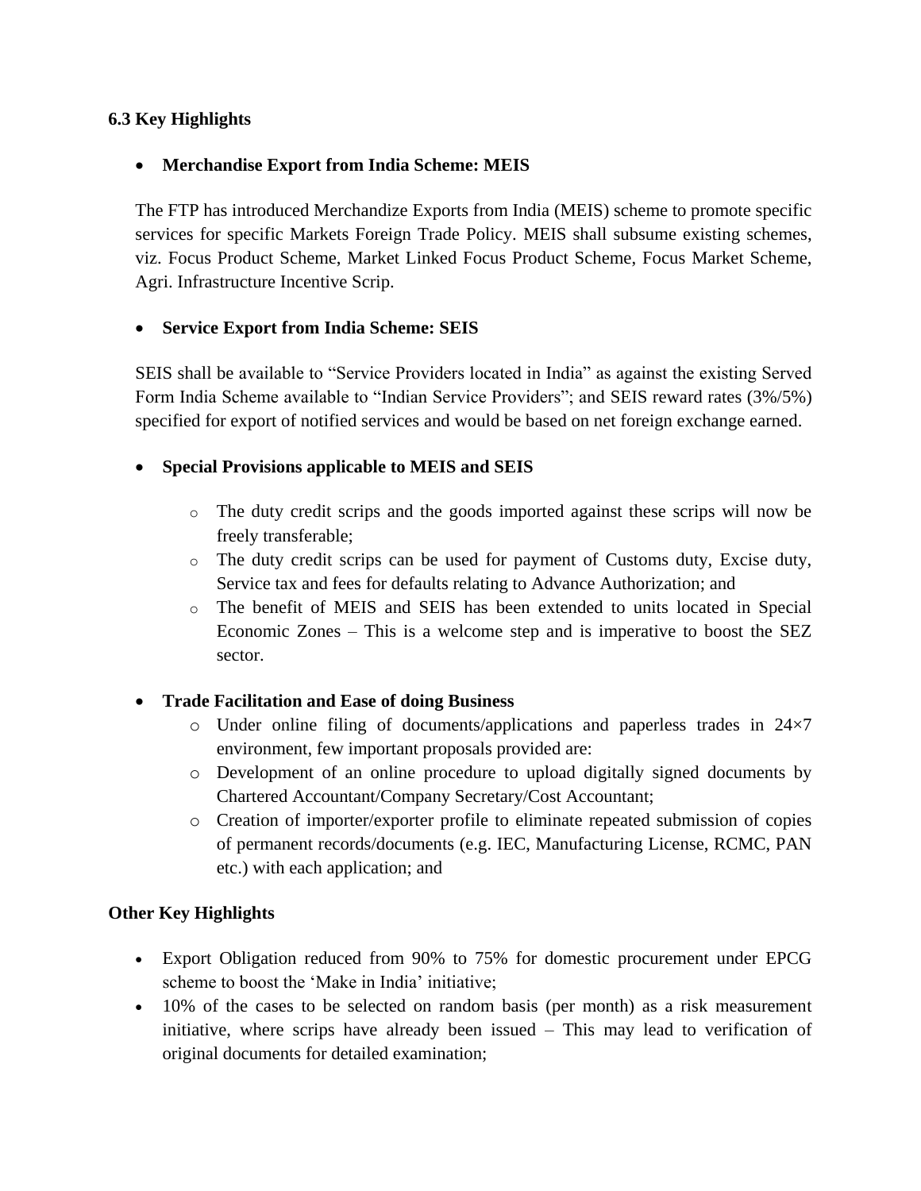### 6.3 Key Highlights

- **Merchandise Export from India Scheme: MEIS**

  The FTP has introduced Merchandize Exports from India (MEIS) scheme to promote specific services for specific Markets Foreign Trade Policy. MEIS shall subsume existing schemes, viz. Focus Product Scheme, Market Linked Focus Product Scheme, Focus Market Scheme, Agri. Infrastructure Incentive Scrip.

- **Service Export from India Scheme: SEIS**

  SEIS shall be available to "Service Providers located in India" as against the existing Served Form India Scheme available to "Indian Service Providers"; and SEIS reward rates (3%/5%) specified for export of notified services and would be based on net foreign exchange earned.

- **Special Provisions applicable to MEIS and SEIS**
  - The duty credit scrips and the goods imported against these scrips will now be freely transferable;
  - The duty credit scrips can be used for payment of Customs duty, Excise duty, Service tax and fees for defaults relating to Advance Authorization; and
  - The benefit of MEIS and SEIS has been extended to units located in Special Economic Zones – This is a welcome step and is imperative to boost the SEZ sector.

- **Trade Facilitation and Ease of doing Business**
  - Under online filing of documents/applications and paperless trades in 24×7 environment, few important proposals provided are:
  - Development of an online procedure to upload digitally signed documents by Chartered Accountant/Company Secretary/Cost Accountant;
  - Creation of importer/exporter profile to eliminate repeated submission of copies of permanent records/documents (e.g. IEC, Manufacturing License, RCMC, PAN etc.) with each application; and

**Other Key Highlights**

- Export Obligation reduced from 90% to 75% for domestic procurement under EPCG scheme to boost the 'Make in India' initiative;
- 10% of the cases to be selected on random basis (per month) as a risk measurement initiative, where scrips have already been issued – This may lead to verification of original documents for detailed examination;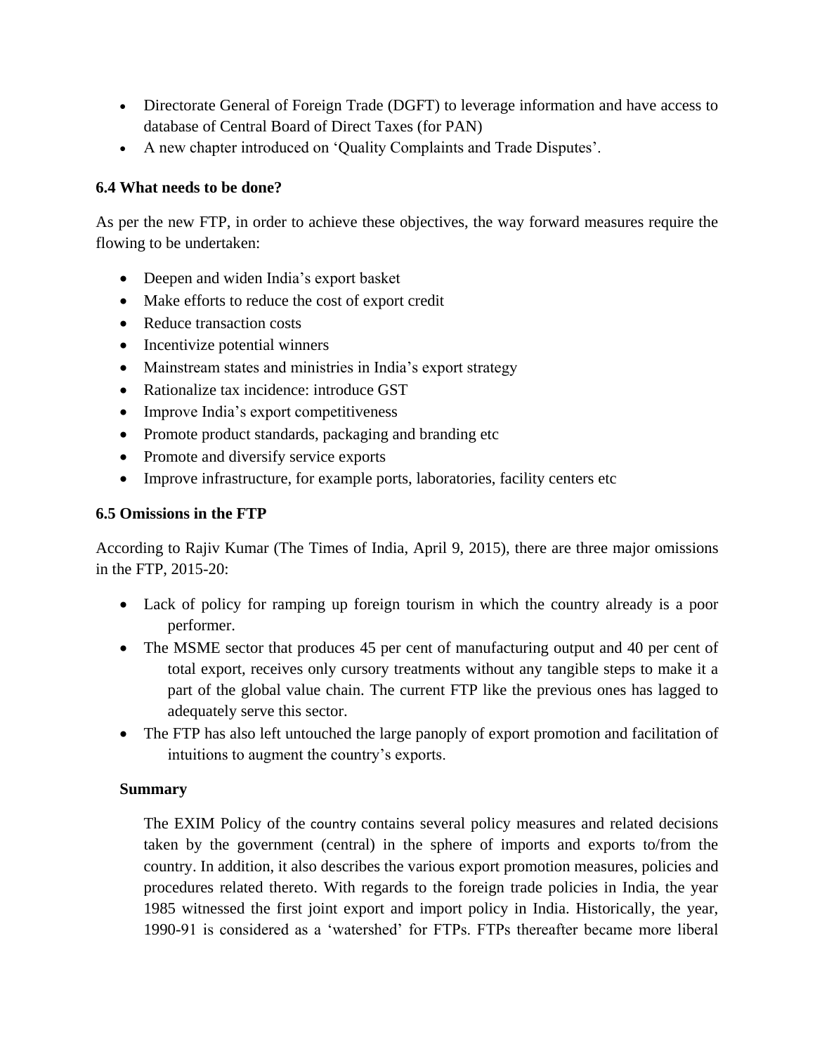- Directorate General of Foreign Trade (DGFT) to leverage information and have access to database of Central Board of Direct Taxes (for PAN)
- A new chapter introduced on 'Quality Complaints and Trade Disputes'.

### 6.4 What needs to be done?

As per the new FTP, in order to achieve these objectives, the way forward measures require the flowing to be undertaken:

- Deepen and widen India's export basket
- Make efforts to reduce the cost of export credit
- Reduce transaction costs
- Incentivize potential winners
- Mainstream states and ministries in India's export strategy
- Rationalize tax incidence: introduce GST
- Improve India's export competitiveness
- Promote product standards, packaging and branding etc
- Promote and diversify service exports
- Improve infrastructure, for example ports, laboratories, facility centers etc

### 6.5 Omissions in the FTP

According to Rajiv Kumar (The Times of India, April 9, 2015), there are three major omissions in the FTP, 2015-20:

- Lack of policy for ramping up foreign tourism in which the country already is a poor performer.
- The MSME sector that produces 45 per cent of manufacturing output and 40 per cent of total export, receives only cursory treatments without any tangible steps to make it a part of the global value chain. The current FTP like the previous ones has lagged to adequately serve this sector.
- The FTP has also left untouched the large panoply of export promotion and facilitation of intuitions to augment the country's exports.

### Summary

The EXIM Policy of the country contains several policy measures and related decisions taken by the government (central) in the sphere of imports and exports to/from the country. In addition, it also describes the various export promotion measures, policies and procedures related thereto. With regards to the foreign trade policies in India, the year 1985 witnessed the first joint export and import policy in India. Historically, the year, 1990-91 is considered as a 'watershed' for FTPs. FTPs thereafter became more liberal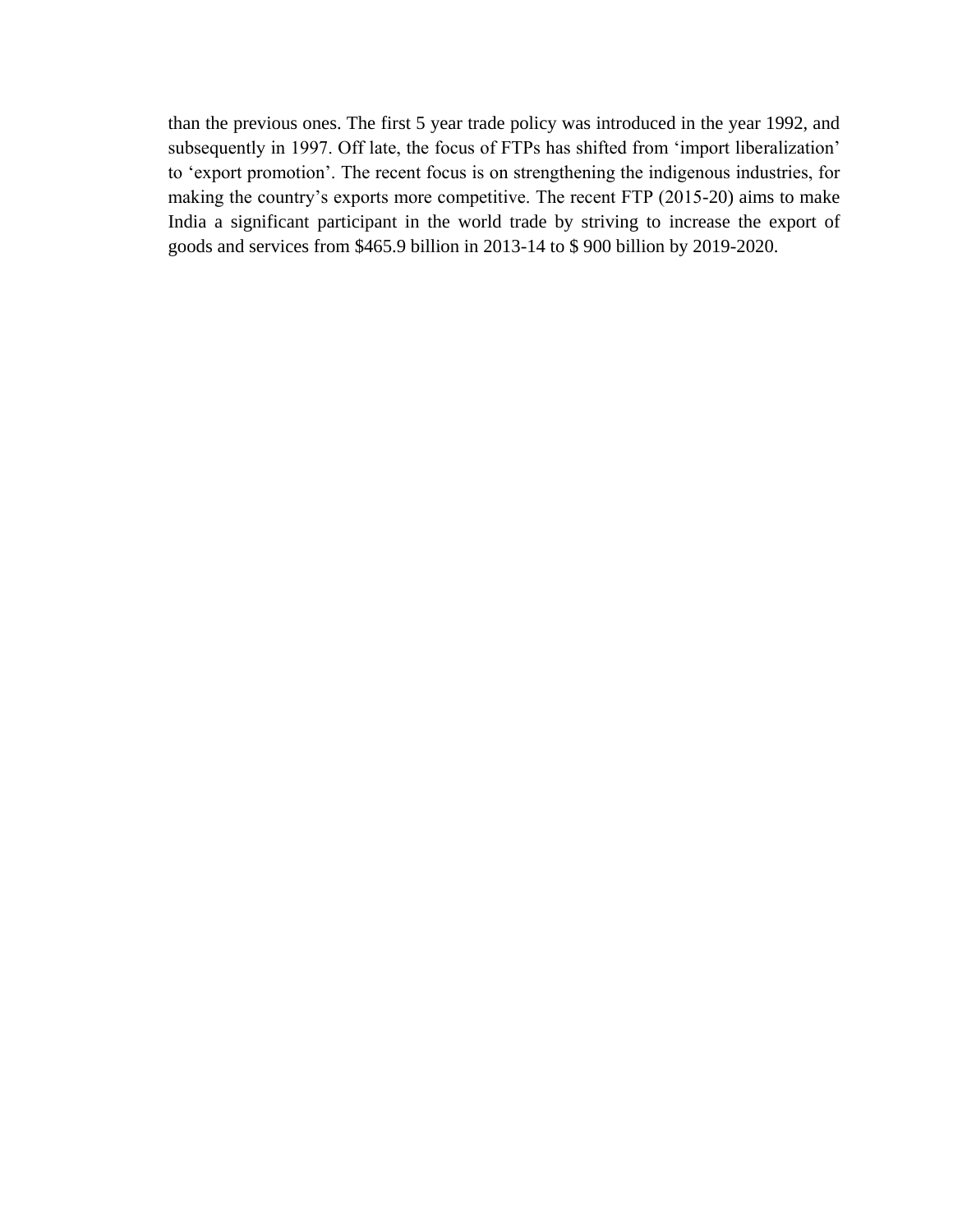than the previous ones. The first 5 year trade policy was introduced in the year 1992, and subsequently in 1997. Off late, the focus of FTPs has shifted from 'import liberalization' to 'export promotion'. The recent focus is on strengthening the indigenous industries, for making the country's exports more competitive. The recent FTP (2015-20) aims to make India a significant participant in the world trade by striving to increase the export of goods and services from $465.9 billion in 2013-14 to $ 900 billion by 2019-2020.